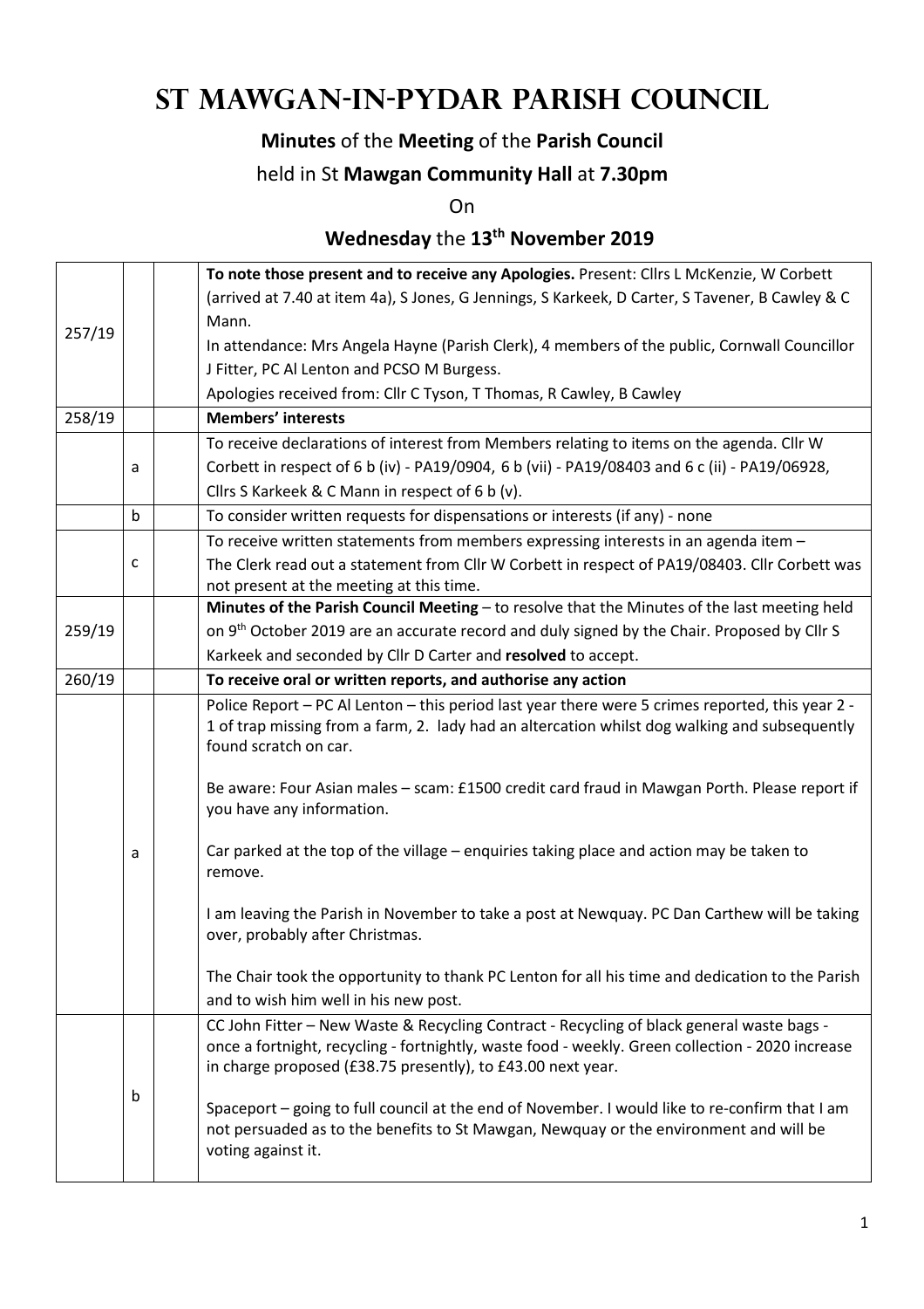# St Mawgan-in-Pydar Parish Council

**Minutes** of the **Meeting** of the **Parish Council**

held in St **Mawgan Community Hall** at **7.30pm**

On

**Wednesday** the **13th November 2019**

| | | | |
|---|---|---|---|
| 257/19 | | | **To note those present and to receive any Apologies.** Present: Cllrs L McKenzie, W Corbett (arrived at 7.40 at item 4a), S Jones, G Jennings, S Karkeek, D Carter, S Tavener, B Cawley & C Mann.<br>In attendance: Mrs Angela Hayne (Parish Clerk), 4 members of the public, Cornwall Councillor J Fitter, PC Al Lenton and PCSO M Burgess.<br>Apologies received from: Cllr C Tyson, T Thomas, R Cawley, B Cawley |
| 258/19 | | | **Members' interests** |
| | a | | To receive declarations of interest from Members relating to items on the agenda. Cllr W Corbett in respect of 6 b (iv) - PA19/0904, 6 b (vii) - PA19/08403 and 6 c (ii) - PA19/06928, Cllrs S Karkeek & C Mann in respect of 6 b (v). |
| | b | | To consider written requests for dispensations or interests (if any) - none |
| | c | | To receive written statements from members expressing interests in an agenda item –<br>The Clerk read out a statement from Cllr W Corbett in respect of PA19/08403. Cllr Corbett was not present at the meeting at this time. |
| 259/19 | | | **Minutes of the Parish Council Meeting** – to resolve that the Minutes of the last meeting held on 9th October 2019 are an accurate record and duly signed by the Chair. Proposed by Cllr S Karkeek and seconded by Cllr D Carter and **resolved** to accept. |
| 260/19 | | | **To receive oral or written reports, and authorise any action** |
| | a | | Police Report – PC Al Lenton – this period last year there were 5 crimes reported, this year 2 - 1 of trap missing from a farm, 2. lady had an altercation whilst dog walking and subsequently found scratch on car.<br><br>Be aware: Four Asian males – scam: £1500 credit card fraud in Mawgan Porth. Please report if you have any information.<br><br>Car parked at the top of the village – enquiries taking place and action may be taken to remove.<br><br>I am leaving the Parish in November to take a post at Newquay. PC Dan Carthew will be taking over, probably after Christmas.<br><br>The Chair took the opportunity to thank PC Lenton for all his time and dedication to the Parish and to wish him well in his new post. |
| | b | | CC John Fitter – New Waste & Recycling Contract - Recycling of black general waste bags - once a fortnight, recycling - fortnightly, waste food - weekly. Green collection - 2020 increase in charge proposed (£38.75 presently), to £43.00 next year.<br><br>Spaceport – going to full council at the end of November. I would like to re-confirm that I am not persuaded as to the benefits to St Mawgan, Newquay or the environment and will be voting against it. |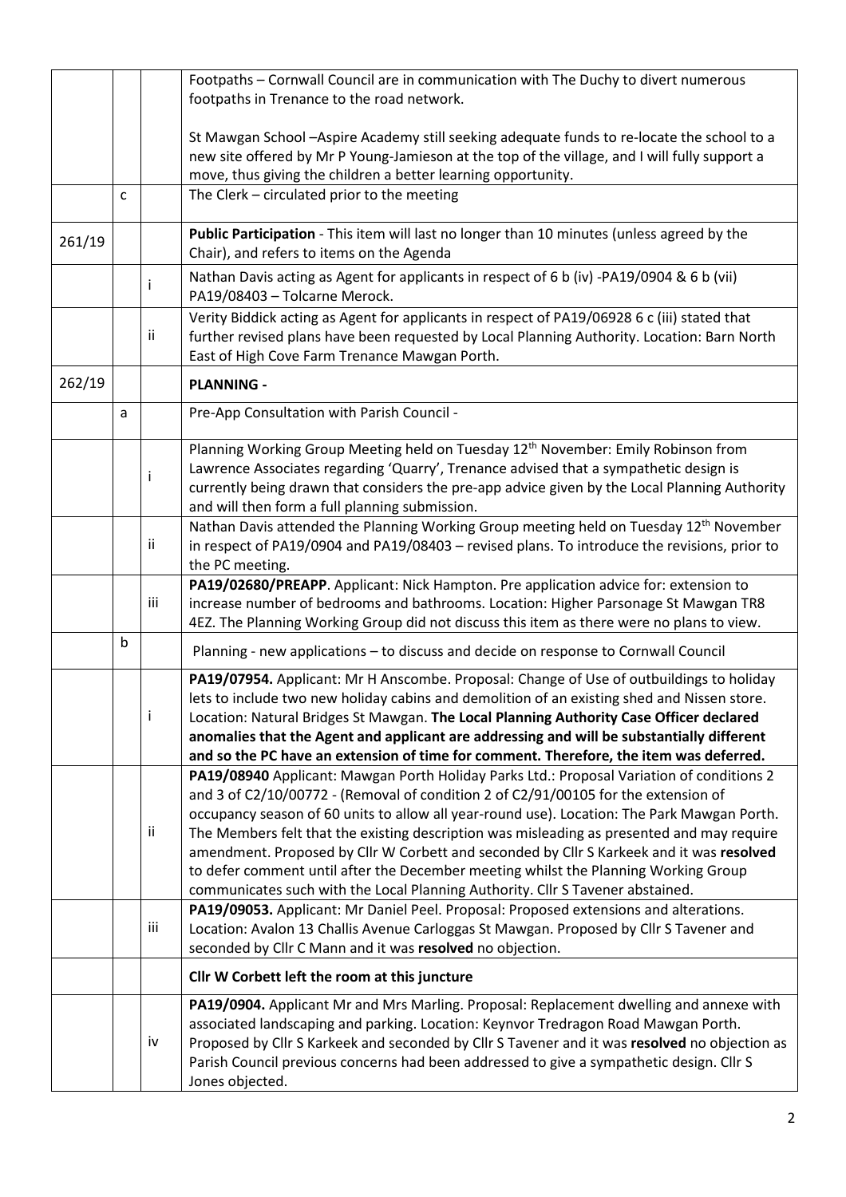| | | | |
|---|---|---|---|
| | | | Footpaths – Cornwall Council are in communication with The Duchy to divert numerous footpaths in Trenance to the road network.<br><br>St Mawgan School –Aspire Academy still seeking adequate funds to re-locate the school to a new site offered by Mr P Young-Jamieson at the top of the village, and I will fully support a move, thus giving the children a better learning opportunity. |
| | c | | The Clerk – circulated prior to the meeting |
| 261/19 | | | **Public Participation** - This item will last no longer than 10 minutes (unless agreed by the Chair), and refers to items on the Agenda |
| | | i | Nathan Davis acting as Agent for applicants in respect of 6 b (iv) -PA19/0904 & 6 b (vii) PA19/08403 – Tolcarne Merock. |
| | | ii | Verity Biddick acting as Agent for applicants in respect of PA19/06928 6 c (iii) stated that further revised plans have been requested by Local Planning Authority. Location: Barn North East of High Cove Farm Trenance Mawgan Porth. |
| 262/19 | | | **PLANNING -** |
| | a | | Pre-App Consultation with Parish Council - |
| | | i | Planning Working Group Meeting held on Tuesday 12th November: Emily Robinson from Lawrence Associates regarding 'Quarry', Trenance advised that a sympathetic design is currently being drawn that considers the pre-app advice given by the Local Planning Authority and will then form a full planning submission. |
| | | ii | Nathan Davis attended the Planning Working Group meeting held on Tuesday 12th November in respect of PA19/0904 and PA19/08403 – revised plans. To introduce the revisions, prior to the PC meeting. |
| | | iii | **PA19/02680/PREAPP**. Applicant: Nick Hampton. Pre application advice for: extension to increase number of bedrooms and bathrooms. Location: Higher Parsonage St Mawgan TR8 4EZ. The Planning Working Group did not discuss this item as there were no plans to view. |
| | b | | Planning - new applications – to discuss and decide on response to Cornwall Council |
| | | i | **PA19/07954.** Applicant: Mr H Anscombe. Proposal: Change of Use of outbuildings to holiday lets to include two new holiday cabins and demolition of an existing shed and Nissen store. Location: Natural Bridges St Mawgan. **The Local Planning Authority Case Officer declared anomalies that the Agent and applicant are addressing and will be substantially different and so the PC have an extension of time for comment. Therefore, the item was deferred.** |
| | | ii | **PA19/08940** Applicant: Mawgan Porth Holiday Parks Ltd.: Proposal Variation of conditions 2 and 3 of C2/10/00772 - (Removal of condition 2 of C2/91/00105 for the extension of occupancy season of 60 units to allow all year-round use). Location: The Park Mawgan Porth. The Members felt that the existing description was misleading as presented and may require amendment. Proposed by Cllr W Corbett and seconded by Cllr S Karkeek and it was **resolved** to defer comment until after the December meeting whilst the Planning Working Group communicates such with the Local Planning Authority. Cllr S Tavener abstained. |
| | | iii | **PA19/09053.** Applicant: Mr Daniel Peel. Proposal: Proposed extensions and alterations. Location: Avalon 13 Challis Avenue Carloggas St Mawgan. Proposed by Cllr S Tavener and seconded by Cllr C Mann and it was **resolved** no objection. |
| | | | **Cllr W Corbett left the room at this juncture** |
| | | iv | **PA19/0904.** Applicant Mr and Mrs Marling. Proposal: Replacement dwelling and annexe with associated landscaping and parking. Location: Keynvor Tredragon Road Mawgan Porth. Proposed by Cllr S Karkeek and seconded by Cllr S Tavener and it was **resolved** no objection as Parish Council previous concerns had been addressed to give a sympathetic design. Cllr S Jones objected. |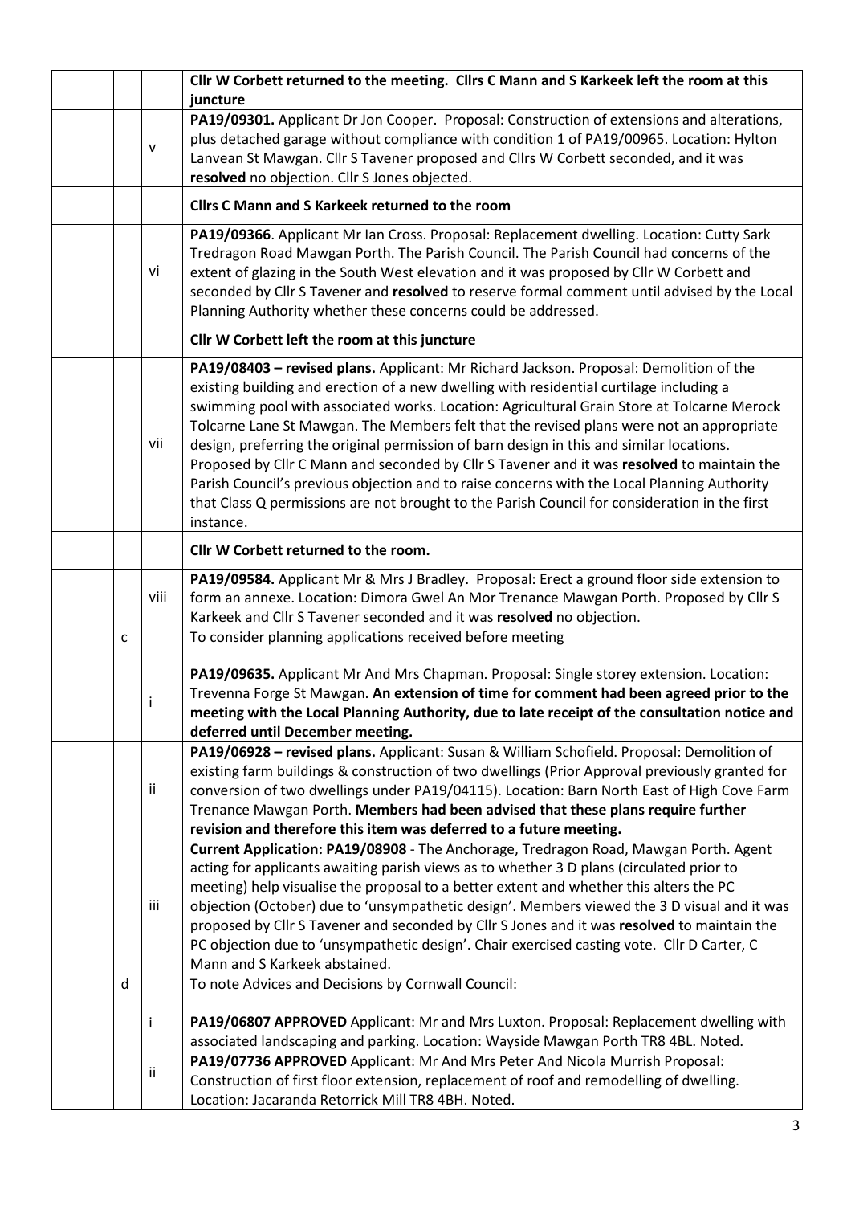| | | | |
|---|---|---|---|
| | | | **Cllr W Corbett returned to the meeting. Cllrs C Mann and S Karkeek left the room at this juncture** |
| | | v | **PA19/09301.** Applicant Dr Jon Cooper. Proposal: Construction of extensions and alterations, plus detached garage without compliance with condition 1 of PA19/00965. Location: Hylton Lanvean St Mawgan. Cllr S Tavener proposed and Cllrs W Corbett seconded, and it was **resolved** no objection. Cllr S Jones objected. |
| | | | **Cllrs C Mann and S Karkeek returned to the room** |
| | | vi | **PA19/09366**. Applicant Mr Ian Cross. Proposal: Replacement dwelling. Location: Cutty Sark Tredragon Road Mawgan Porth. The Parish Council. The Parish Council had concerns of the extent of glazing in the South West elevation and it was proposed by Cllr W Corbett and seconded by Cllr S Tavener and **resolved** to reserve formal comment until advised by the Local Planning Authority whether these concerns could be addressed. |
| | | | **Cllr W Corbett left the room at this juncture** |
| | | vii | **PA19/08403 – revised plans.** Applicant: Mr Richard Jackson. Proposal: Demolition of the existing building and erection of a new dwelling with residential curtilage including a swimming pool with associated works. Location: Agricultural Grain Store at Tolcarne Merock Tolcarne Lane St Mawgan. The Members felt that the revised plans were not an appropriate design, preferring the original permission of barn design in this and similar locations. Proposed by Cllr C Mann and seconded by Cllr S Tavener and it was **resolved** to maintain the Parish Council's previous objection and to raise concerns with the Local Planning Authority that Class Q permissions are not brought to the Parish Council for consideration in the first instance. |
| | | | **Cllr W Corbett returned to the room.** |
| | | viii | **PA19/09584.** Applicant Mr & Mrs J Bradley. Proposal: Erect a ground floor side extension to form an annexe. Location: Dimora Gwel An Mor Trenance Mawgan Porth. Proposed by Cllr S Karkeek and Cllr S Tavener seconded and it was **resolved** no objection. |
| | c | | To consider planning applications received before meeting |
| | | i | **PA19/09635.** Applicant Mr And Mrs Chapman. Proposal: Single storey extension. Location: Trevenna Forge St Mawgan. **An extension of time for comment had been agreed prior to the meeting with the Local Planning Authority, due to late receipt of the consultation notice and deferred until December meeting.** |
| | | ii | **PA19/06928 – revised plans.** Applicant: Susan & William Schofield. Proposal: Demolition of existing farm buildings & construction of two dwellings (Prior Approval previously granted for conversion of two dwellings under PA19/04115). Location: Barn North East of High Cove Farm Trenance Mawgan Porth. **Members had been advised that these plans require further revision and therefore this item was deferred to a future meeting.** |
| | | iii | **Current Application: PA19/08908** - The Anchorage, Tredragon Road, Mawgan Porth. Agent acting for applicants awaiting parish views as to whether 3 D plans (circulated prior to meeting) help visualise the proposal to a better extent and whether this alters the PC objection (October) due to 'unsympathetic design'. Members viewed the 3 D visual and it was proposed by Cllr S Tavener and seconded by Cllr S Jones and it was **resolved** to maintain the PC objection due to 'unsympathetic design'. Chair exercised casting vote. Cllr D Carter, C Mann and S Karkeek abstained. |
| | d | | To note Advices and Decisions by Cornwall Council: |
| | | i | **PA19/06807 APPROVED** Applicant: Mr and Mrs Luxton. Proposal: Replacement dwelling with associated landscaping and parking. Location: Wayside Mawgan Porth TR8 4BL. Noted. |
| | | ii | **PA19/07736 APPROVED** Applicant: Mr And Mrs Peter And Nicola Murrish Proposal: Construction of first floor extension, replacement of roof and remodelling of dwelling. Location: Jacaranda Retorrick Mill TR8 4BH. Noted. |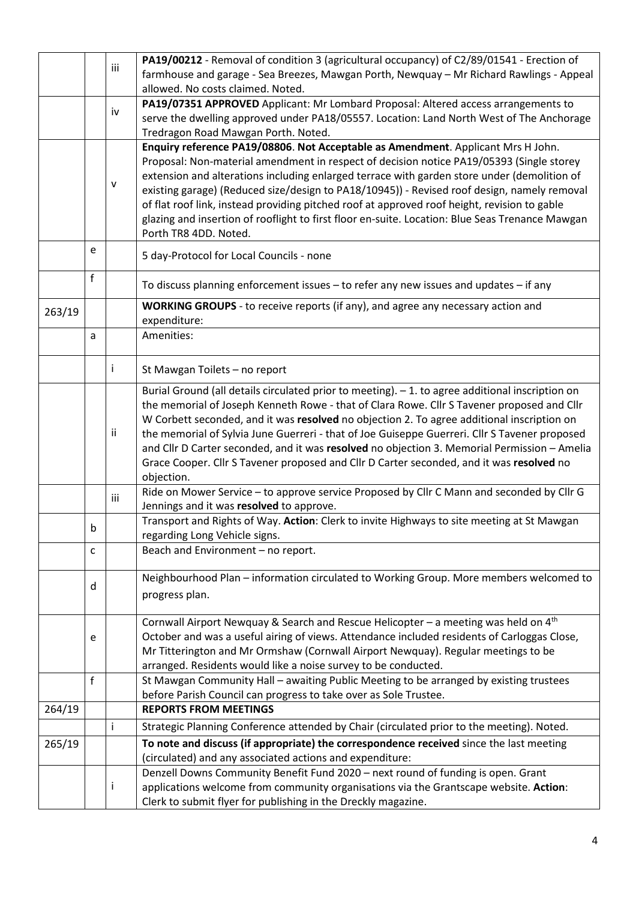| | | | |
|---|---|---|---|
| | | iii | **PA19/00212** - Removal of condition 3 (agricultural occupancy) of C2/89/01541 - Erection of farmhouse and garage - Sea Breezes, Mawgan Porth, Newquay – Mr Richard Rawlings - Appeal allowed. No costs claimed. Noted. |
| | | iv | **PA19/07351 APPROVED** Applicant: Mr Lombard Proposal: Altered access arrangements to serve the dwelling approved under PA18/05557. Location: Land North West of The Anchorage Tredragon Road Mawgan Porth. Noted. |
| | | v | **Enquiry reference PA19/08806**. **Not Acceptable as Amendment**. Applicant Mrs H John. Proposal: Non-material amendment in respect of decision notice PA19/05393 (Single storey extension and alterations including enlarged terrace with garden store under (demolition of existing garage) (Reduced size/design to PA18/10945)) - Revised roof design, namely removal of flat roof link, instead providing pitched roof at approved roof height, revision to gable glazing and insertion of rooflight to first floor en-suite. Location: Blue Seas Trenance Mawgan Porth TR8 4DD. Noted. |
| | e | | 5 day-Protocol for Local Councils - none |
| | f | | To discuss planning enforcement issues – to refer any new issues and updates – if any |
| 263/19 | | | **WORKING GROUPS** - to receive reports (if any), and agree any necessary action and expenditure: |
| | a | | Amenities: |
| | | i | St Mawgan Toilets – no report |
| | | ii | Burial Ground (all details circulated prior to meeting). – 1. to agree additional inscription on the memorial of Joseph Kenneth Rowe - that of Clara Rowe. Cllr S Tavener proposed and Cllr W Corbett seconded, and it was **resolved** no objection 2. To agree additional inscription on the memorial of Sylvia June Guerreri - that of Joe Guiseppe Guerreri. Cllr S Tavener proposed and Cllr D Carter seconded, and it was **resolved** no objection 3. Memorial Permission – Amelia Grace Cooper. Cllr S Tavener proposed and Cllr D Carter seconded, and it was **resolved** no objection. |
| | | iii | Ride on Mower Service – to approve service Proposed by Cllr C Mann and seconded by Cllr G Jennings and it was **resolved** to approve. |
| | b | | Transport and Rights of Way. **Action**: Clerk to invite Highways to site meeting at St Mawgan regarding Long Vehicle signs. |
| | c | | Beach and Environment – no report. |
| | d | | Neighbourhood Plan – information circulated to Working Group. More members welcomed to progress plan. |
| | e | | Cornwall Airport Newquay & Search and Rescue Helicopter – a meeting was held on 4th October and was a useful airing of views. Attendance included residents of Carloggas Close, Mr Titterington and Mr Ormshaw (Cornwall Airport Newquay). Regular meetings to be arranged. Residents would like a noise survey to be conducted. |
| | f | | St Mawgan Community Hall – awaiting Public Meeting to be arranged by existing trustees before Parish Council can progress to take over as Sole Trustee. |
| 264/19 | | | **REPORTS FROM MEETINGS** |
| | | i | Strategic Planning Conference attended by Chair (circulated prior to the meeting). Noted. |
| 265/19 | | | **To note and discuss (if appropriate) the correspondence received** since the last meeting (circulated) and any associated actions and expenditure: |
| | | i | Denzell Downs Community Benefit Fund 2020 – next round of funding is open. Grant applications welcome from community organisations via the Grantscape website. **Action**: Clerk to submit flyer for publishing in the Dreckly magazine. |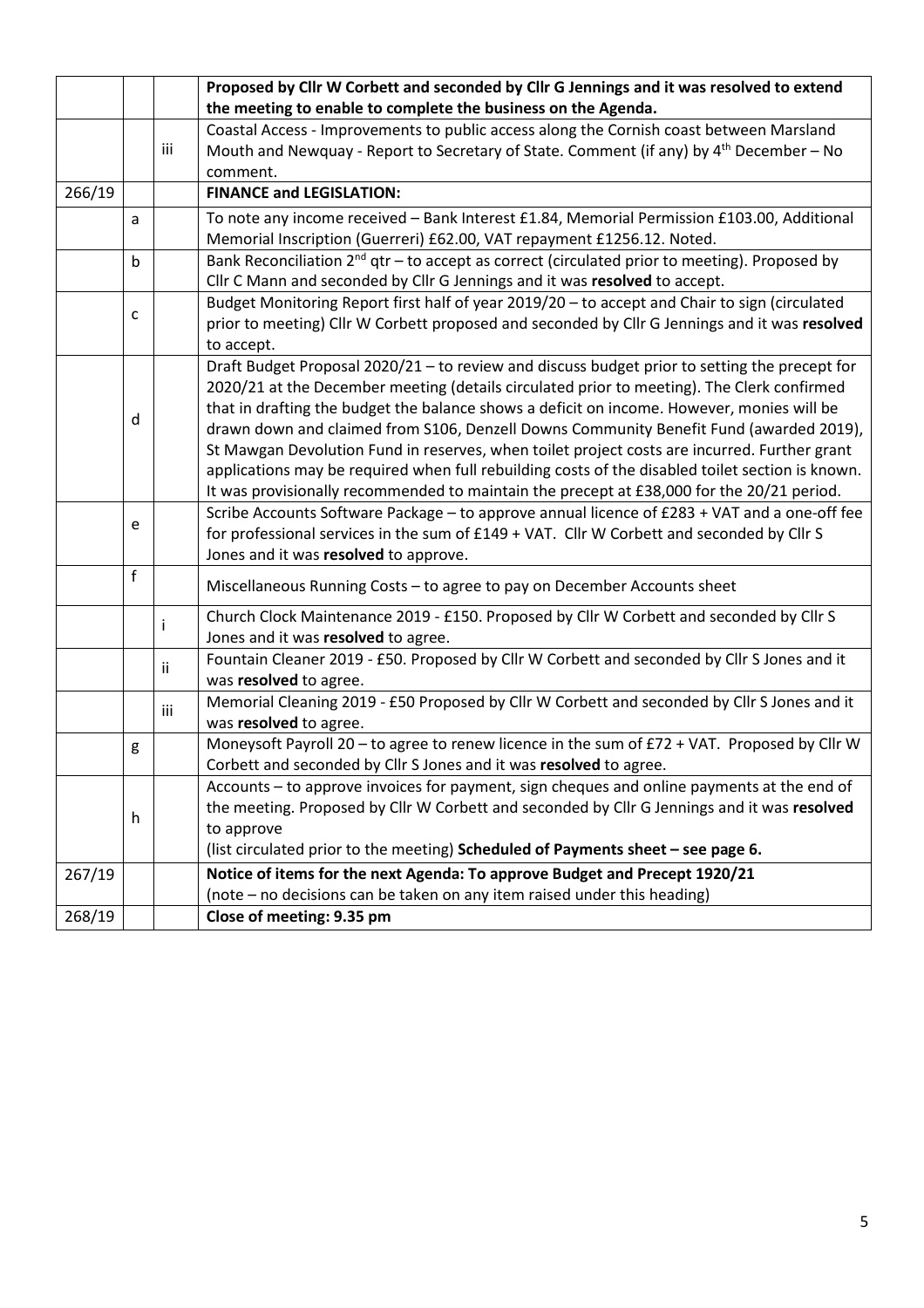| | | | |
|---|---|---|---|
| | | | **Proposed by Cllr W Corbett and seconded by Cllr G Jennings and it was resolved to extend the meeting to enable to complete the business on the Agenda.** |
| | | iii | Coastal Access - Improvements to public access along the Cornish coast between Marsland Mouth and Newquay - Report to Secretary of State. Comment (if any) by 4th December – No comment. |
| 266/19 | | | **FINANCE and LEGISLATION:** |
| | a | | To note any income received – Bank Interest £1.84, Memorial Permission £103.00, Additional Memorial Inscription (Guerreri) £62.00, VAT repayment £1256.12. Noted. |
| | b | | Bank Reconciliation 2nd qtr – to accept as correct (circulated prior to meeting). Proposed by Cllr C Mann and seconded by Cllr G Jennings and it was **resolved** to accept. |
| | c | | Budget Monitoring Report first half of year 2019/20 – to accept and Chair to sign (circulated prior to meeting) Cllr W Corbett proposed and seconded by Cllr G Jennings and it was **resolved** to accept. |
| | d | | Draft Budget Proposal 2020/21 – to review and discuss budget prior to setting the precept for 2020/21 at the December meeting (details circulated prior to meeting). The Clerk confirmed that in drafting the budget the balance shows a deficit on income. However, monies will be drawn down and claimed from S106, Denzell Downs Community Benefit Fund (awarded 2019), St Mawgan Devolution Fund in reserves, when toilet project costs are incurred. Further grant applications may be required when full rebuilding costs of the disabled toilet section is known. It was provisionally recommended to maintain the precept at £38,000 for the 20/21 period. |
| | e | | Scribe Accounts Software Package – to approve annual licence of £283 + VAT and a one-off fee for professional services in the sum of £149 + VAT. Cllr W Corbett and seconded by Cllr S Jones and it was **resolved** to approve. |
| | f | | Miscellaneous Running Costs – to agree to pay on December Accounts sheet |
| | | i | Church Clock Maintenance 2019 - £150. Proposed by Cllr W Corbett and seconded by Cllr S Jones and it was **resolved** to agree. |
| | | ii | Fountain Cleaner 2019 - £50. Proposed by Cllr W Corbett and seconded by Cllr S Jones and it was **resolved** to agree. |
| | | iii | Memorial Cleaning 2019 - £50 Proposed by Cllr W Corbett and seconded by Cllr S Jones and it was **resolved** to agree. |
| | g | | Moneysoft Payroll 20 – to agree to renew licence in the sum of £72 + VAT. Proposed by Cllr W Corbett and seconded by Cllr S Jones and it was **resolved** to agree. |
| | h | | Accounts – to approve invoices for payment, sign cheques and online payments at the end of the meeting. Proposed by Cllr W Corbett and seconded by Cllr G Jennings and it was **resolved** to approve<br>(list circulated prior to the meeting) **Scheduled of Payments sheet – see page 6.** |
| 267/19 | | | **Notice of items for the next Agenda: To approve Budget and Precept 1920/21**<br>(note – no decisions can be taken on any item raised under this heading) |
| 268/19 | | | **Close of meeting: 9.35 pm** |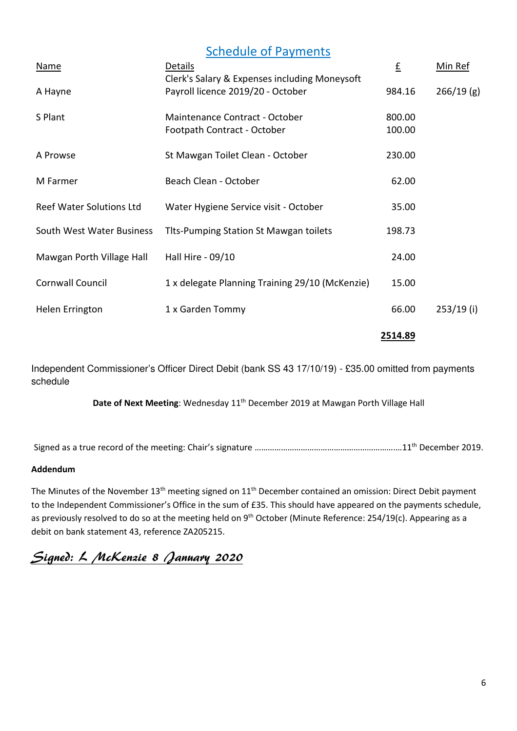## Schedule of Payments

| Name | Details | £ | Min Ref |
|---|---|---|---|
| A Hayne | Clerk's Salary & Expenses including Moneysoft Payroll licence 2019/20 - October | 984.16 | 266/19 (g) |
| S Plant | Maintenance Contract - October | 800.00 | |
| | Footpath Contract - October | 100.00 | |
| A Prowse | St Mawgan Toilet Clean - October | 230.00 | |
| M Farmer | Beach Clean - October | 62.00 | |
| Reef Water Solutions Ltd | Water Hygiene Service visit - October | 35.00 | |
| South West Water Business | Tlts-Pumping Station St Mawgan toilets | 198.73 | |
| Mawgan Porth Village Hall | Hall Hire - 09/10 | 24.00 | |
| Cornwall Council | 1 x delegate Planning Training 29/10 (McKenzie) | 15.00 | |
| Helen Errington | 1 x Garden Tommy | 66.00 | 253/19 (i) |
| | | **2514.89** | |

Independent Commissioner's Officer Direct Debit (bank SS 43 17/10/19) - £35.00 omitted from payments schedule

**Date of Next Meeting**: Wednesday 11th December 2019 at Mawgan Porth Village Hall

Signed as a true record of the meeting: Chair's signature ……………………………………………………….11th December 2019.

**Addendum**

The Minutes of the November 13th meeting signed on 11th December contained an omission: Direct Debit payment to the Independent Commissioner's Office in the sum of £35. This should have appeared on the payments schedule, as previously resolved to do so at the meeting held on 9th October (Minute Reference: 254/19(c). Appearing as a debit on bank statement 43, reference ZA205215.

*Signed: L McKenzie 8 January 2020*